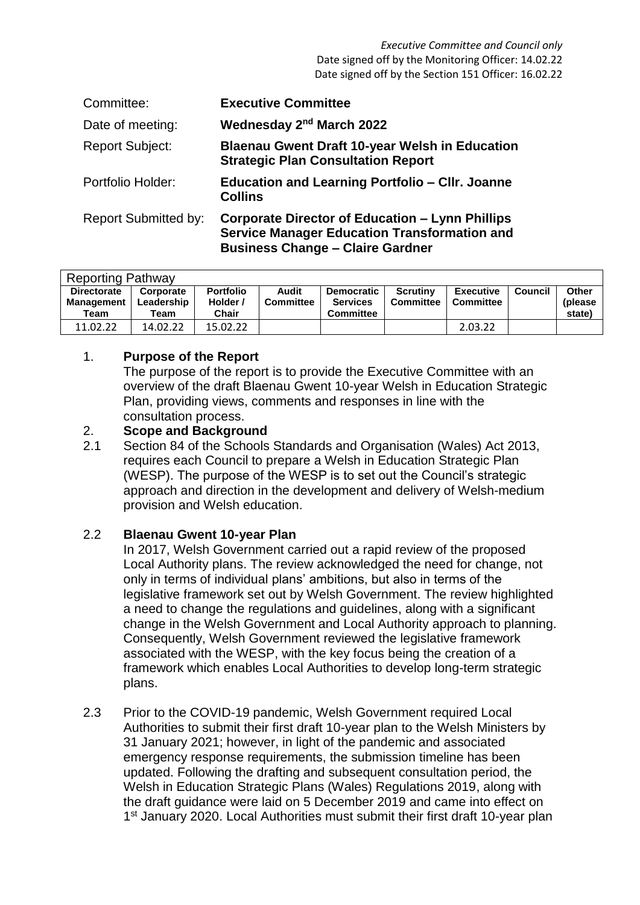*Executive Committee and Council only*
Date signed off by the Monitoring Officer: 14.02.22
Date signed off by the Section 151 Officer: 16.02.22

| | |
|---|---|
| Committee: | **Executive Committee** |
| Date of meeting: | **Wednesday 2nd March 2022** |
| Report Subject: | **Blaenau Gwent Draft 10-year Welsh in Education Strategic Plan Consultation Report** |
| Portfolio Holder: | **Education and Learning Portfolio – Cllr. Joanne Collins** |
| Report Submitted by: | **Corporate Director of Education – Lynn Phillips Service Manager Education Transformation and Business Change – Claire Gardner** |

| Reporting Pathway | | | | | | | | |
|---|---|---|---|---|---|---|---|---|
| **Directorate Management Team** | **Corporate Leadership Team** | **Portfolio Holder / Chair** | **Audit Committee** | **Democratic Services Committee** | **Scrutiny Committee** | **Executive Committee** | **Council** | **Other (please state)** |
| 11.02.22 | 14.02.22 | 15.02.22 | | | | 2.03.22 | | |

1. **Purpose of the Report**
   The purpose of the report is to provide the Executive Committee with an overview of the draft Blaenau Gwent 10-year Welsh in Education Strategic Plan, providing views, comments and responses in line with the consultation process.

2. **Scope and Background**

2.1 Section 84 of the Schools Standards and Organisation (Wales) Act 2013, requires each Council to prepare a Welsh in Education Strategic Plan (WESP). The purpose of the WESP is to set out the Council's strategic approach and direction in the development and delivery of Welsh-medium provision and Welsh education.

2.2 **Blaenau Gwent 10-year Plan**
In 2017, Welsh Government carried out a rapid review of the proposed Local Authority plans. The review acknowledged the need for change, not only in terms of individual plans' ambitions, but also in terms of the legislative framework set out by Welsh Government. The review highlighted a need to change the regulations and guidelines, along with a significant change in the Welsh Government and Local Authority approach to planning. Consequently, Welsh Government reviewed the legislative framework associated with the WESP, with the key focus being the creation of a framework which enables Local Authorities to develop long-term strategic plans.

2.3 Prior to the COVID-19 pandemic, Welsh Government required Local Authorities to submit their first draft 10-year plan to the Welsh Ministers by 31 January 2021; however, in light of the pandemic and associated emergency response requirements, the submission timeline has been updated. Following the drafting and subsequent consultation period, the Welsh in Education Strategic Plans (Wales) Regulations 2019, along with the draft guidance were laid on 5 December 2019 and came into effect on 1st January 2020. Local Authorities must submit their first draft 10-year plan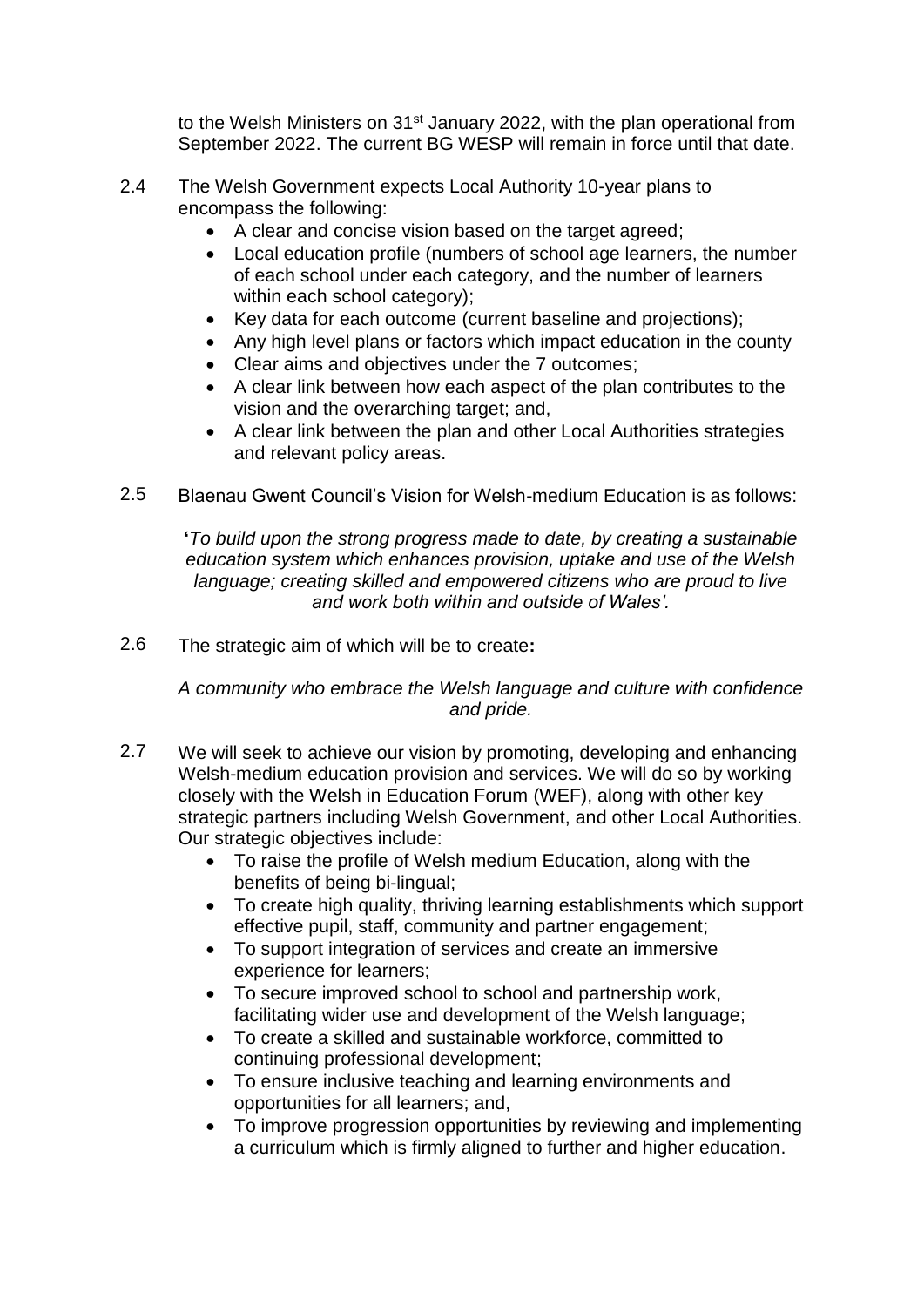to the Welsh Ministers on 31st January 2022, with the plan operational from September 2022. The current BG WESP will remain in force until that date.

2.4 The Welsh Government expects Local Authority 10-year plans to encompass the following:

- A clear and concise vision based on the target agreed;
- Local education profile (numbers of school age learners, the number of each school under each category, and the number of learners within each school category);
- Key data for each outcome (current baseline and projections);
- Any high level plans or factors which impact education in the county
- Clear aims and objectives under the 7 outcomes;
- A clear link between how each aspect of the plan contributes to the vision and the overarching target; and,
- A clear link between the plan and other Local Authorities strategies and relevant policy areas.

2.5 Blaenau Gwent Council's Vision for Welsh-medium Education is as follows:

'*To build upon the strong progress made to date, by creating a sustainable education system which enhances provision, uptake and use of the Welsh language; creating skilled and empowered citizens who are proud to live and work both within and outside of Wales'.*

2.6 The strategic aim of which will be to create**:**

*A community who embrace the Welsh language and culture with confidence and pride.*

2.7 We will seek to achieve our vision by promoting, developing and enhancing Welsh-medium education provision and services. We will do so by working closely with the Welsh in Education Forum (WEF), along with other key strategic partners including Welsh Government, and other Local Authorities. Our strategic objectives include:

- To raise the profile of Welsh medium Education, along with the benefits of being bi-lingual;
- To create high quality, thriving learning establishments which support effective pupil, staff, community and partner engagement;
- To support integration of services and create an immersive experience for learners;
- To secure improved school to school and partnership work, facilitating wider use and development of the Welsh language;
- To create a skilled and sustainable workforce, committed to continuing professional development;
- To ensure inclusive teaching and learning environments and opportunities for all learners; and,
- To improve progression opportunities by reviewing and implementing a curriculum which is firmly aligned to further and higher education.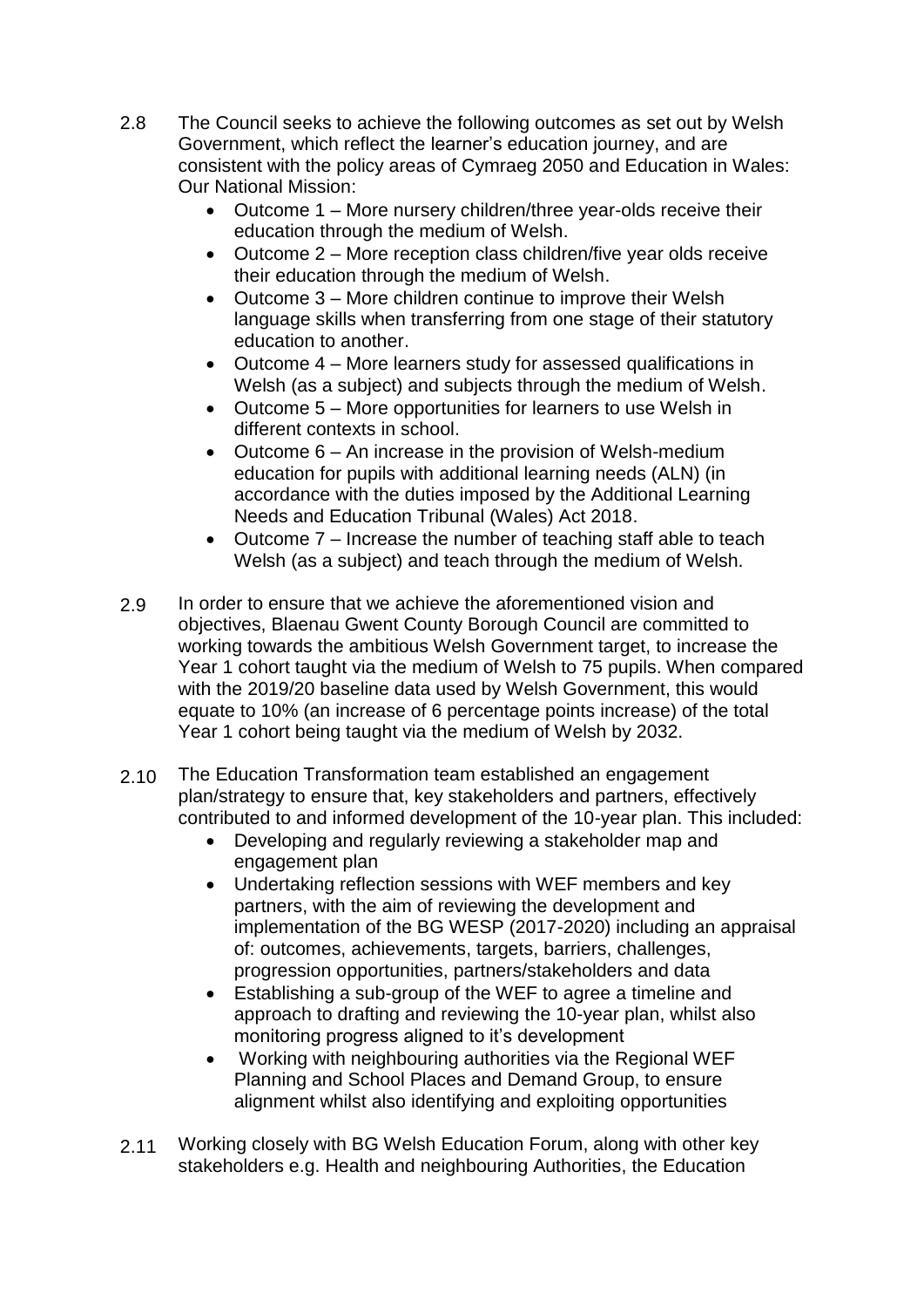2.8 The Council seeks to achieve the following outcomes as set out by Welsh Government, which reflect the learner's education journey, and are consistent with the policy areas of Cymraeg 2050 and Education in Wales: Our National Mission:

- Outcome 1 – More nursery children/three year-olds receive their education through the medium of Welsh.
- Outcome 2 – More reception class children/five year olds receive their education through the medium of Welsh.
- Outcome 3 – More children continue to improve their Welsh language skills when transferring from one stage of their statutory education to another.
- Outcome 4 – More learners study for assessed qualifications in Welsh (as a subject) and subjects through the medium of Welsh.
- Outcome 5 – More opportunities for learners to use Welsh in different contexts in school.
- Outcome 6 – An increase in the provision of Welsh-medium education for pupils with additional learning needs (ALN) (in accordance with the duties imposed by the Additional Learning Needs and Education Tribunal (Wales) Act 2018.
- Outcome 7 – Increase the number of teaching staff able to teach Welsh (as a subject) and teach through the medium of Welsh.

2.9 In order to ensure that we achieve the aforementioned vision and objectives, Blaenau Gwent County Borough Council are committed to working towards the ambitious Welsh Government target, to increase the Year 1 cohort taught via the medium of Welsh to 75 pupils. When compared with the 2019/20 baseline data used by Welsh Government, this would equate to 10% (an increase of 6 percentage points increase) of the total Year 1 cohort being taught via the medium of Welsh by 2032.

2.10 The Education Transformation team established an engagement plan/strategy to ensure that, key stakeholders and partners, effectively contributed to and informed development of the 10-year plan. This included:

- Developing and regularly reviewing a stakeholder map and engagement plan
- Undertaking reflection sessions with WEF members and key partners, with the aim of reviewing the development and implementation of the BG WESP (2017-2020) including an appraisal of: outcomes, achievements, targets, barriers, challenges, progression opportunities, partners/stakeholders and data
- Establishing a sub-group of the WEF to agree a timeline and approach to drafting and reviewing the 10-year plan, whilst also monitoring progress aligned to it's development
- Working with neighbouring authorities via the Regional WEF Planning and School Places and Demand Group, to ensure alignment whilst also identifying and exploiting opportunities

2.11 Working closely with BG Welsh Education Forum, along with other key stakeholders e.g. Health and neighbouring Authorities, the Education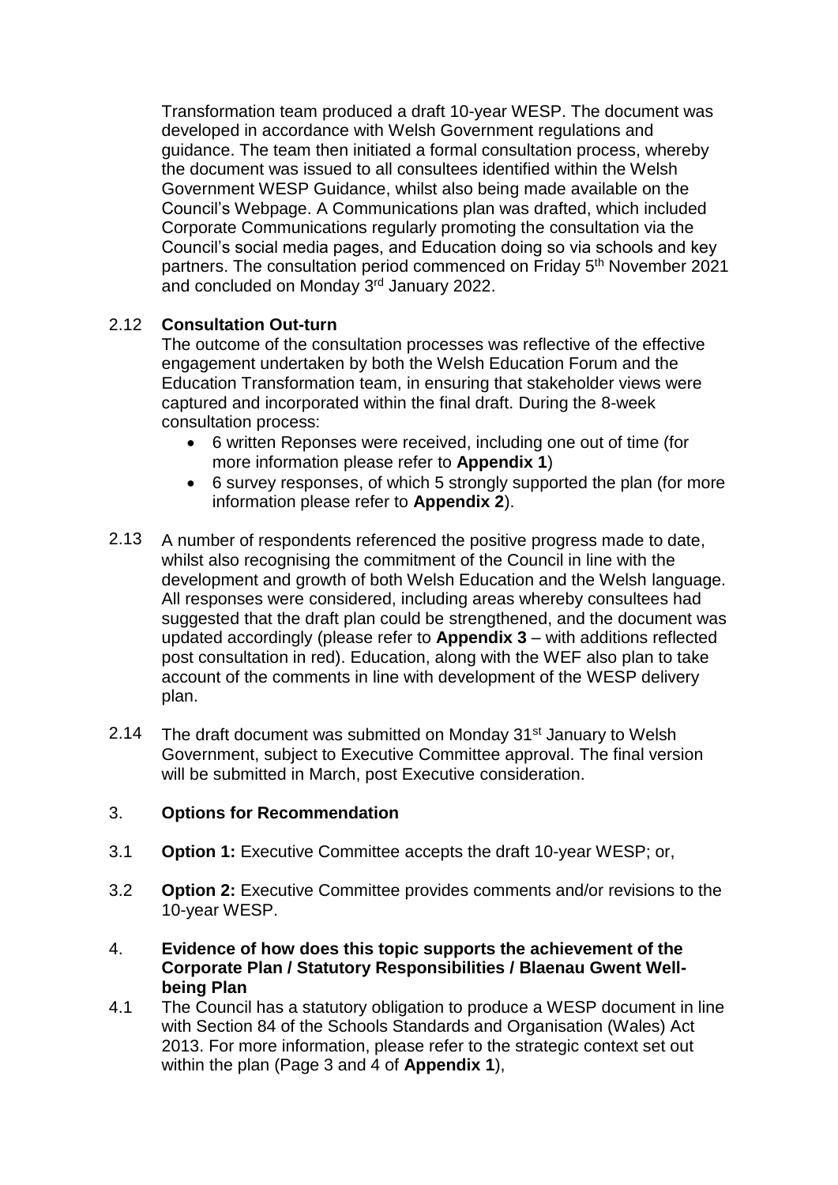Transformation team produced a draft 10-year WESP. The document was developed in accordance with Welsh Government regulations and guidance. The team then initiated a formal consultation process, whereby the document was issued to all consultees identified within the Welsh Government WESP Guidance, whilst also being made available on the Council's Webpage. A Communications plan was drafted, which included Corporate Communications regularly promoting the consultation via the Council's social media pages, and Education doing so via schools and key partners. The consultation period commenced on Friday 5th November 2021 and concluded on Monday 3rd January 2022.

2.12 **Consultation Out-turn**

The outcome of the consultation processes was reflective of the effective engagement undertaken by both the Welsh Education Forum and the Education Transformation team, in ensuring that stakeholder views were captured and incorporated within the final draft. During the 8-week consultation process:

- 6 written Reponses were received, including one out of time (for more information please refer to **Appendix 1**)
- 6 survey responses, of which 5 strongly supported the plan (for more information please refer to **Appendix 2**).

2.13 A number of respondents referenced the positive progress made to date, whilst also recognising the commitment of the Council in line with the development and growth of both Welsh Education and the Welsh language. All responses were considered, including areas whereby consultees had suggested that the draft plan could be strengthened, and the document was updated accordingly (please refer to **Appendix 3** – with additions reflected post consultation in red). Education, along with the WEF also plan to take account of the comments in line with development of the WESP delivery plan.

2.14 The draft document was submitted on Monday 31st January to Welsh Government, subject to Executive Committee approval. The final version will be submitted in March, post Executive consideration.

## 3. **Options for Recommendation**

3.1 **Option 1:** Executive Committee accepts the draft 10-year WESP; or,

3.2 **Option 2:** Executive Committee provides comments and/or revisions to the 10-year WESP.

## 4. **Evidence of how does this topic supports the achievement of the Corporate Plan / Statutory Responsibilities / Blaenau Gwent Well-being Plan**

4.1 The Council has a statutory obligation to produce a WESP document in line with Section 84 of the Schools Standards and Organisation (Wales) Act 2013. For more information, please refer to the strategic context set out within the plan (Page 3 and 4 of **Appendix 1**),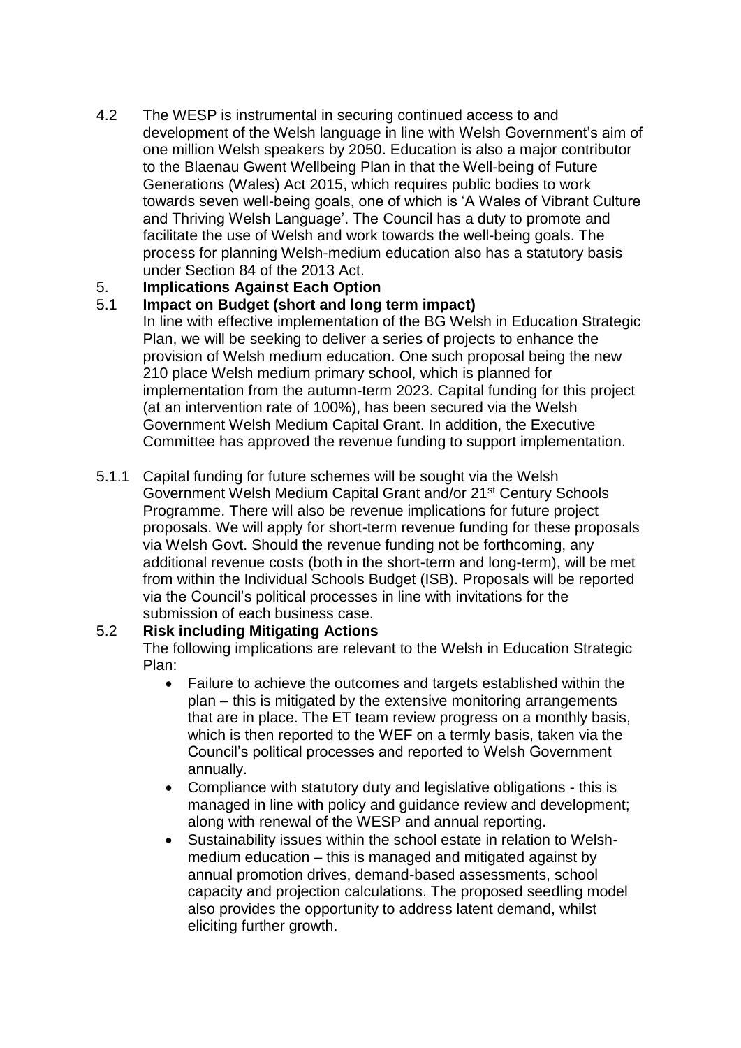4.2 The WESP is instrumental in securing continued access to and development of the Welsh language in line with Welsh Government's aim of one million Welsh speakers by 2050. Education is also a major contributor to the Blaenau Gwent Wellbeing Plan in that the Well-being of Future Generations (Wales) Act 2015, which requires public bodies to work towards seven well-being goals, one of which is 'A Wales of Vibrant Culture and Thriving Welsh Language'. The Council has a duty to promote and facilitate the use of Welsh and work towards the well-being goals. The process for planning Welsh-medium education also has a statutory basis under Section 84 of the 2013 Act.

## 5. Implications Against Each Option

### 5.1 Impact on Budget (short and long term impact)

In line with effective implementation of the BG Welsh in Education Strategic Plan, we will be seeking to deliver a series of projects to enhance the provision of Welsh medium education. One such proposal being the new 210 place Welsh medium primary school, which is planned for implementation from the autumn-term 2023. Capital funding for this project (at an intervention rate of 100%), has been secured via the Welsh Government Welsh Medium Capital Grant. In addition, the Executive Committee has approved the revenue funding to support implementation.

5.1.1 Capital funding for future schemes will be sought via the Welsh Government Welsh Medium Capital Grant and/or 21st Century Schools Programme. There will also be revenue implications for future project proposals. We will apply for short-term revenue funding for these proposals via Welsh Govt. Should the revenue funding not be forthcoming, any additional revenue costs (both in the short-term and long-term), will be met from within the Individual Schools Budget (ISB). Proposals will be reported via the Council's political processes in line with invitations for the submission of each business case.

### 5.2 Risk including Mitigating Actions

The following implications are relevant to the Welsh in Education Strategic Plan:

- Failure to achieve the outcomes and targets established within the plan – this is mitigated by the extensive monitoring arrangements that are in place. The ET team review progress on a monthly basis, which is then reported to the WEF on a termly basis, taken via the Council's political processes and reported to Welsh Government annually.
- Compliance with statutory duty and legislative obligations - this is managed in line with policy and guidance review and development; along with renewal of the WESP and annual reporting.
- Sustainability issues within the school estate in relation to Welsh-medium education – this is managed and mitigated against by annual promotion drives, demand-based assessments, school capacity and projection calculations. The proposed seedling model also provides the opportunity to address latent demand, whilst eliciting further growth.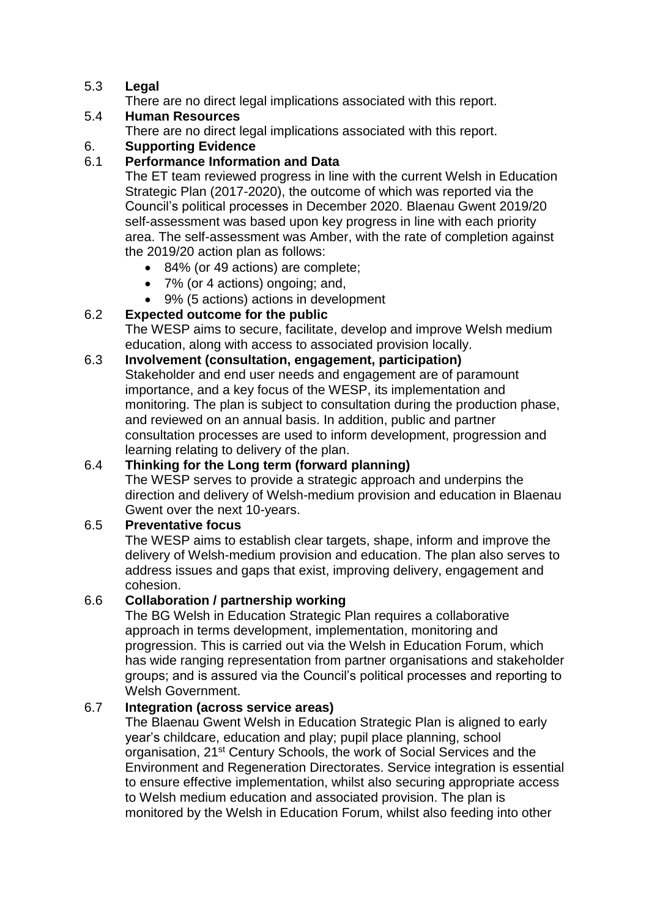5.3 **Legal**

There are no direct legal implications associated with this report.

5.4 **Human Resources**

There are no direct legal implications associated with this report.

6. **Supporting Evidence**

6.1 **Performance Information and Data**

The ET team reviewed progress in line with the current Welsh in Education Strategic Plan (2017-2020), the outcome of which was reported via the Council's political processes in December 2020. Blaenau Gwent 2019/20 self-assessment was based upon key progress in line with each priority area. The self-assessment was Amber, with the rate of completion against the 2019/20 action plan as follows:

- 84% (or 49 actions) are complete;
- 7% (or 4 actions) ongoing; and,
- 9% (5 actions) actions in development

6.2 **Expected outcome for the public**

The WESP aims to secure, facilitate, develop and improve Welsh medium education, along with access to associated provision locally.

6.3 **Involvement (consultation, engagement, participation)**

Stakeholder and end user needs and engagement are of paramount importance, and a key focus of the WESP, its implementation and monitoring. The plan is subject to consultation during the production phase, and reviewed on an annual basis. In addition, public and partner consultation processes are used to inform development, progression and learning relating to delivery of the plan.

6.4 **Thinking for the Long term (forward planning)**

The WESP serves to provide a strategic approach and underpins the direction and delivery of Welsh-medium provision and education in Blaenau Gwent over the next 10-years.

6.5 **Preventative focus**

The WESP aims to establish clear targets, shape, inform and improve the delivery of Welsh-medium provision and education. The plan also serves to address issues and gaps that exist, improving delivery, engagement and cohesion.

6.6 **Collaboration / partnership working**

The BG Welsh in Education Strategic Plan requires a collaborative approach in terms development, implementation, monitoring and progression. This is carried out via the Welsh in Education Forum, which has wide ranging representation from partner organisations and stakeholder groups; and is assured via the Council's political processes and reporting to Welsh Government.

6.7 **Integration (across service areas)**

The Blaenau Gwent Welsh in Education Strategic Plan is aligned to early year's childcare, education and play; pupil place planning, school organisation, 21st Century Schools, the work of Social Services and the Environment and Regeneration Directorates. Service integration is essential to ensure effective implementation, whilst also securing appropriate access to Welsh medium education and associated provision. The plan is monitored by the Welsh in Education Forum, whilst also feeding into other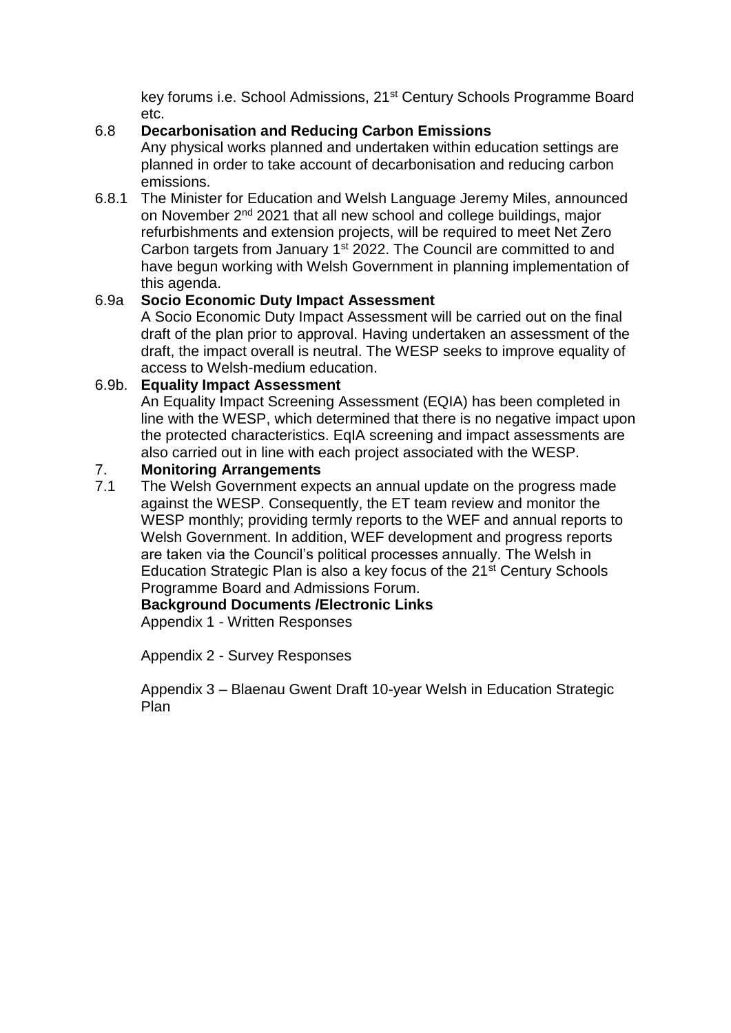key forums i.e. School Admissions, 21st Century Schools Programme Board etc.

6.8 **Decarbonisation and Reducing Carbon Emissions**

Any physical works planned and undertaken within education settings are planned in order to take account of decarbonisation and reducing carbon emissions.

6.8.1 The Minister for Education and Welsh Language Jeremy Miles, announced on November 2nd 2021 that all new school and college buildings, major refurbishments and extension projects, will be required to meet Net Zero Carbon targets from January 1st 2022. The Council are committed to and have begun working with Welsh Government in planning implementation of this agenda.

6.9a **Socio Economic Duty Impact Assessment**

A Socio Economic Duty Impact Assessment will be carried out on the final draft of the plan prior to approval. Having undertaken an assessment of the draft, the impact overall is neutral. The WESP seeks to improve equality of access to Welsh-medium education.

6.9b. **Equality Impact Assessment**

An Equality Impact Screening Assessment (EQIA) has been completed in line with the WESP, which determined that there is no negative impact upon the protected characteristics. EqIA screening and impact assessments are also carried out in line with each project associated with the WESP.

7. **Monitoring Arrangements**

7.1 The Welsh Government expects an annual update on the progress made against the WESP. Consequently, the ET team review and monitor the WESP monthly; providing termly reports to the WEF and annual reports to Welsh Government. In addition, WEF development and progress reports are taken via the Council's political processes annually. The Welsh in Education Strategic Plan is also a key focus of the 21st Century Schools Programme Board and Admissions Forum.

**Background Documents /Electronic Links**

Appendix 1 - Written Responses

Appendix 2 - Survey Responses

Appendix 3 – Blaenau Gwent Draft 10-year Welsh in Education Strategic Plan